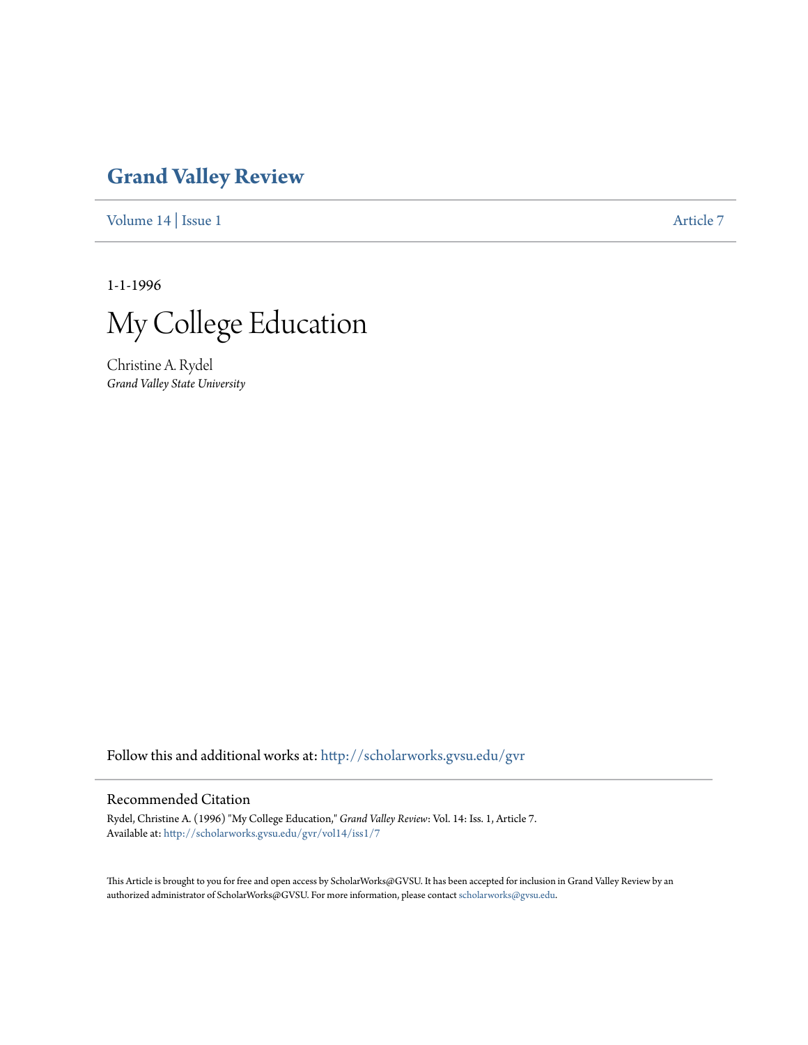# Grand Valley Review

Volume 14 | Issue 1 | Article 7

1-1-1996

# My College Education

Christine A. Rydel
*Grand Valley State University*

Follow this and additional works at: http://scholarworks.gvsu.edu/gvr

## Recommended Citation

Rydel, Christine A. (1996) "My College Education," *Grand Valley Review*: Vol. 14: Iss. 1, Article 7.
Available at: http://scholarworks.gvsu.edu/gvr/vol14/iss1/7

This Article is brought to you for free and open access by ScholarWorks@GVSU. It has been accepted for inclusion in Grand Valley Review by an authorized administrator of ScholarWorks@GVSU. For more information, please contact scholarworks@gvsu.edu.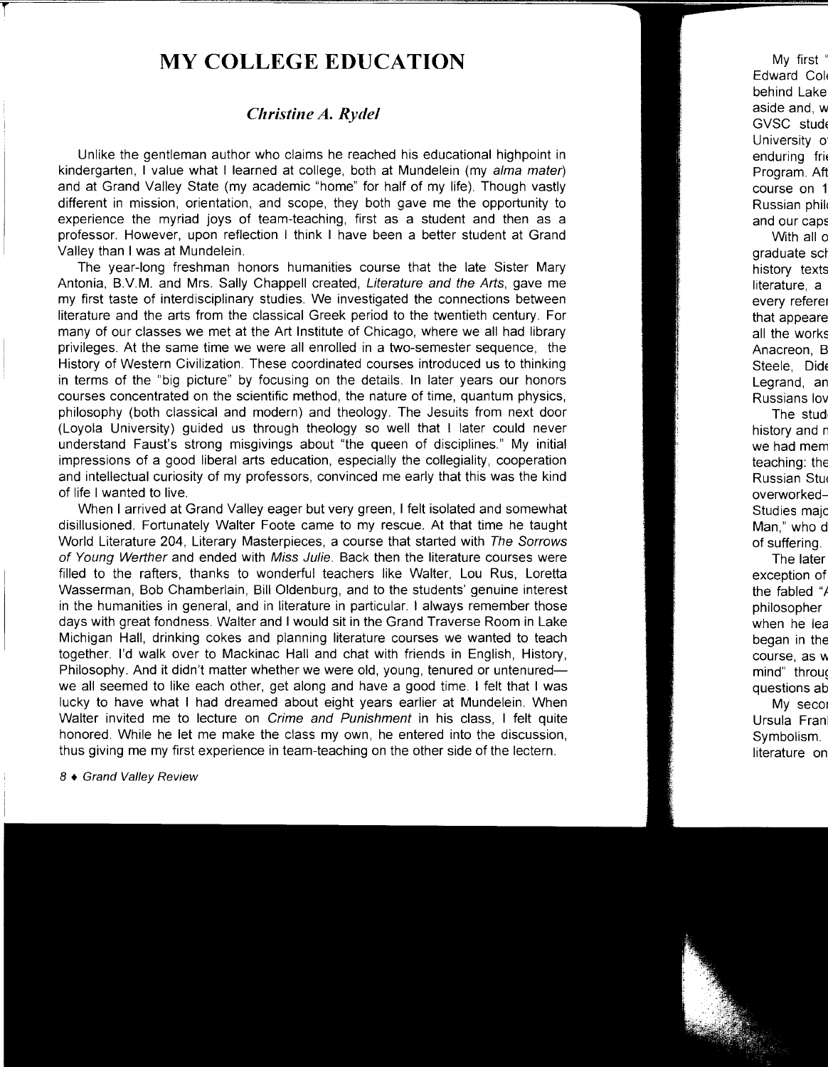# MY COLLEGE EDUCATION

### *Christine A. Rydel*

Unlike the gentleman author who claims he reached his educational highpoint in kindergarten, I value what I learned at college, both at Mundelein (my *alma mater*) and at Grand Valley State (my academic "home" for half of my life). Though vastly different in mission, orientation, and scope, they both gave me the opportunity to experience the myriad joys of team-teaching, first as a student and then as a professor. However, upon reflection I think I have been a better student at Grand Valley than I was at Mundelein.

The year-long freshman honors humanities course that the late Sister Mary Antonia, B.V.M. and Mrs. Sally Chappell created, *Literature and the Arts*, gave me my first taste of interdisciplinary studies. We investigated the connections between literature and the arts from the classical Greek period to the twentieth century. For many of our classes we met at the Art Institute of Chicago, where we all had library privileges. At the same time we were all enrolled in a two-semester sequence, the History of Western Civilization. These coordinated courses introduced us to thinking in terms of the "big picture" by focusing on the details. In later years our honors courses concentrated on the scientific method, the nature of time, quantum physics, philosophy (both classical and modern) and theology. The Jesuits from next door (Loyola University) guided us through theology so well that I later could never understand Faust's strong misgivings about "the queen of disciplines." My initial impressions of a good liberal arts education, especially the collegiality, cooperation and intellectual curiosity of my professors, convinced me early that this was the kind of life I wanted to live.

When I arrived at Grand Valley eager but very green, I felt isolated and somewhat disillusioned. Fortunately Walter Foote came to my rescue. At that time he taught World Literature 204, Literary Masterpieces, a course that started with *The Sorrows of Young Werther* and ended with *Miss Julie*. Back then the literature courses were filled to the rafters, thanks to wonderful teachers like Walter, Lou Rus, Loretta Wasserman, Bob Chamberlain, Bill Oldenburg, and to the students' genuine interest in the humanities in general, and in literature in particular. I always remember those days with great fondness. Walter and I would sit in the Grand Traverse Room in Lake Michigan Hall, drinking cokes and planning literature courses we wanted to teach together. I'd walk over to Mackinac Hall and chat with friends in English, History, Philosophy. And it didn't matter whether we were old, young, tenured or untenured—we all seemed to like each other, get along and have a good time. I felt that I was lucky to have what I had dreamed about eight years earlier at Mundelein. When Walter invited me to lecture on *Crime and Punishment* in his class, I felt quite honored. While he let me make the class my own, he entered into the discussion, thus giving me my first experience in team-teaching on the other side of the lectern.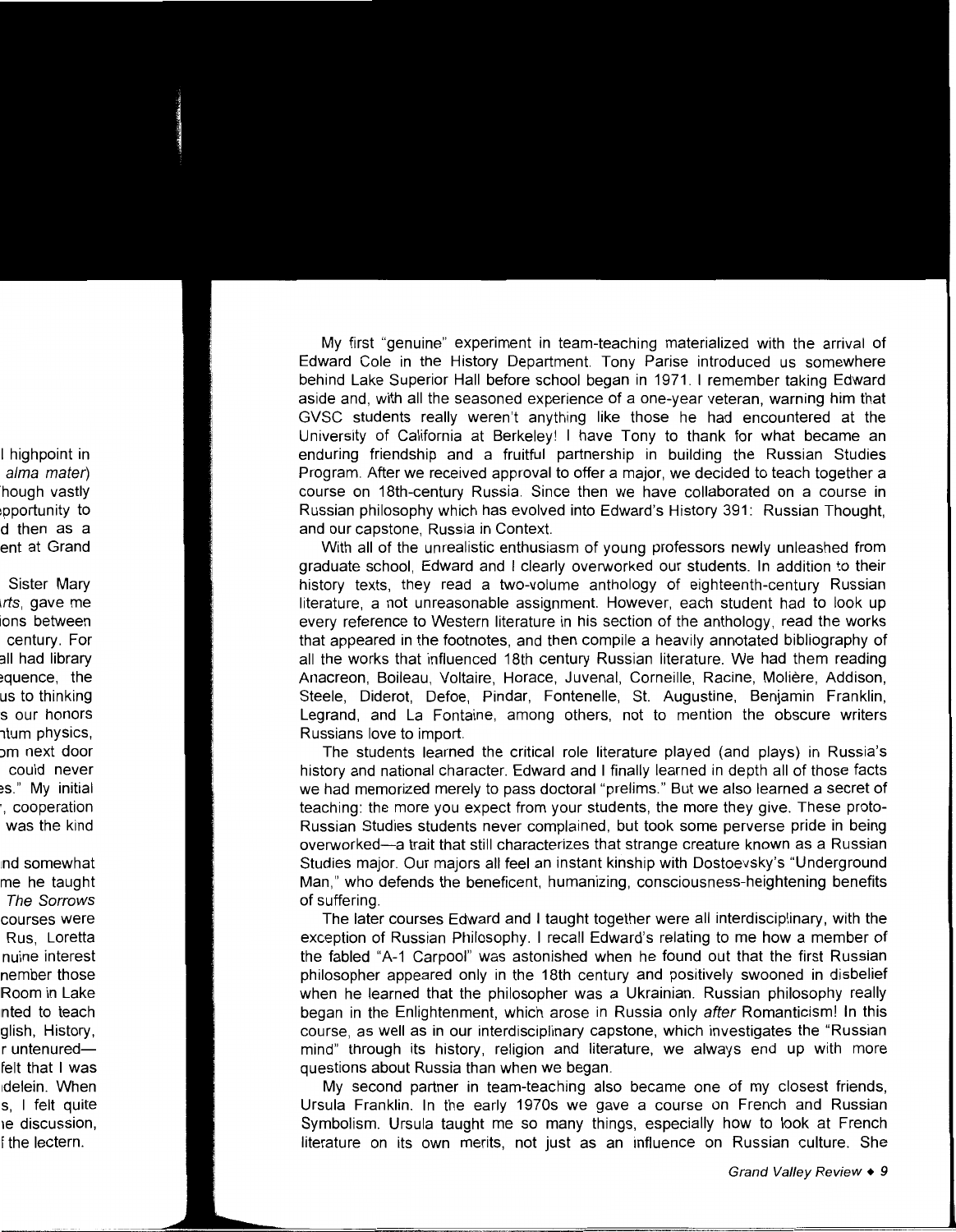My first "genuine" experiment in team-teaching materialized with the arrival of Edward Cole in the History Department. Tony Parise introduced us somewhere behind Lake Superior Hall before school began in 1971. I remember taking Edward aside and, with all the seasoned experience of a one-year veteran, warning him that GVSC students really weren't anything like those he had encountered at the University of California at Berkeley! I have Tony to thank for what became an enduring friendship and a fruitful partnership in building the Russian Studies Program. After we received approval to offer a major, we decided to teach together a course on 18th-century Russia. Since then we have collaborated on a course in Russian philosophy which has evolved into Edward's History 391: Russian Thought, and our capstone, Russia in Context.

With all of the unrealistic enthusiasm of young professors newly unleashed from graduate school, Edward and I clearly overworked our students. In addition to their history texts, they read a two-volume anthology of eighteenth-century Russian literature, a not unreasonable assignment. However, each student had to look up every reference to Western literature in his section of the anthology, read the works that appeared in the footnotes, and then compile a heavily annotated bibliography of all the works that influenced 18th century Russian literature. We had them reading Anacreon, Boileau, Voltaire, Horace, Juvenal, Corneille, Racine, Molière, Addison, Steele, Diderot, Defoe, Pindar, Fontenelle, St. Augustine, Benjamin Franklin, Legrand, and La Fontaine, among others, not to mention the obscure writers Russians love to import.

The students learned the critical role literature played (and plays) in Russia's history and national character. Edward and I finally learned in depth all of those facts we had memorized merely to pass doctoral "prelims." But we also learned a secret of teaching: the more you expect from your students, the more they give. These proto-Russian Studies students never complained, but took some perverse pride in being overworked—a trait that still characterizes that strange creature known as a Russian Studies major. Our majors all feel an instant kinship with Dostoevsky's "Underground Man," who defends the beneficent, humanizing, consciousness-heightening benefits of suffering.

The later courses Edward and I taught together were all interdisciplinary, with the exception of Russian Philosophy. I recall Edward's relating to me how a member of the fabled "A-1 Carpool" was astonished when he found out that the first Russian philosopher appeared only in the 18th century and positively swooned in disbelief when he learned that the philosopher was a Ukrainian. Russian philosophy really began in the Enlightenment, which arose in Russia only *after* Romanticism! In this course, as well as in our interdisciplinary capstone, which investigates the "Russian mind" through its history, religion and literature, we always end up with more questions about Russia than when we began.

My second partner in team-teaching also became one of my closest friends, Ursula Franklin. In the early 1970s we gave a course on French and Russian Symbolism. Ursula taught me so many things, especially how to look at French literature on its own merits, not just as an influence on Russian culture. She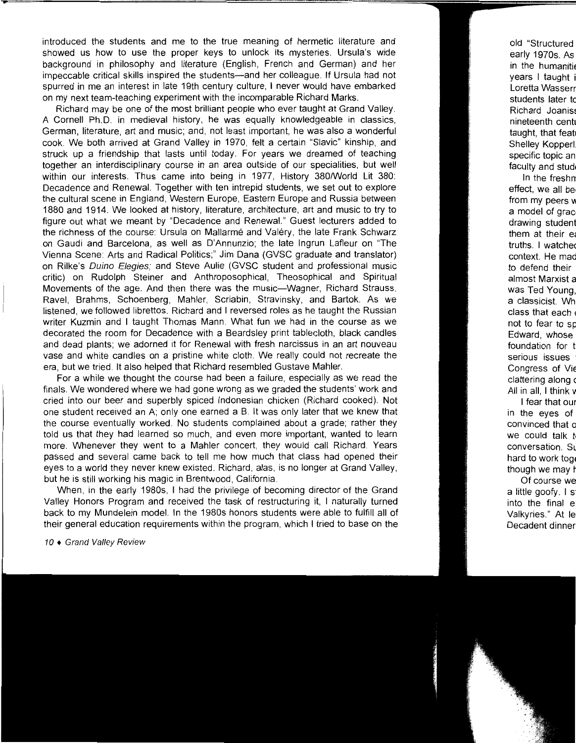introduced the students and me to the true meaning of hermetic literature and showed us how to use the proper keys to unlock its mysteries. Ursula's wide background in philosophy and literature (English, French and German) and her impeccable critical skills inspired the students—and her colleague. If Ursula had not spurred in me an interest in late 19th century culture, I never would have embarked on my next team-teaching experiment with the incomparable Richard Marks.

Richard may be one of the most brilliant people who ever taught at Grand Valley. A Cornell Ph.D. in medieval history, he was equally knowledgeable in classics, German, literature, art and music; and, not least important, he was also a wonderful cook. We both arrived at Grand Valley in 1970, felt a certain "Slavic" kinship, and struck up a friendship that lasts until today. For years we dreamed of teaching together an interdisciplinary course in an area outside of our specialities, but well within our interests. Thus came into being in 1977, History 380/World Lit 380: Decadence and Renewal. Together with ten intrepid students, we set out to explore the cultural scene in England, Western Europe, Eastern Europe and Russia between 1880 and 1914. We looked at history, literature, architecture, art and music to try to figure out what we meant by "Decadence and Renewal." Guest lecturers added to the richness of the course: Ursula on Mallarmé and Valéry, the late Frank Schwarz on Gaudi and Barcelona, as well as D'Annunzio; the late Ingrun Lafleur on "The Vienna Scene: Arts and Radical Politics;" Jim Dana (GVSC graduate and translator) on Rilke's *Duino Elegies;* and Steve Aulie (GVSC student and professional music critic) on Rudolph Steiner and Anthroposophical, Theosophical and Spiritual Movements of the age. And then there was the music—Wagner, Richard Strauss, Ravel, Brahms, Schoenberg, Mahler, Scriabin, Stravinsky, and Bartok. As we listened, we followed librettos. Richard and I reversed roles as he taught the Russian writer Kuzmin and I taught Thomas Mann. What fun we had in the course as we decorated the room for Decadence with a Beardsley print tablecloth, black candles and dead plants; we adorned it for Renewal with fresh narcissus in an art nouveau vase and white candles on a pristine white cloth. We really could not recreate the era, but we tried. It also helped that Richard resembled Gustave Mahler.

For a while we thought the course had been a failure, especially as we read the finals. We wondered where we had gone wrong as we graded the students' work and cried into our beer and superbly spiced Indonesian chicken (Richard cooked). Not one student received an A; only one earned a B. It was only later that we knew that the course eventually worked. No students complained about a grade; rather they told us that they had learned so much, and even more important, wanted to learn more. Whenever they went to a Mahler concert, they would call Richard. Years passed and several came back to tell me how much that class had opened their eyes to a world they never knew existed. Richard, alas, is no longer at Grand Valley, but he is still working his magic in Brentwood, California.

When, in the early 1980s, I had the privilege of becoming director of the Grand Valley Honors Program and received the task of restructuring it, I naturally turned back to my Mundelein model. In the 1980s honors students were able to fulfill all of their general education requirements within the program, which I tried to base on the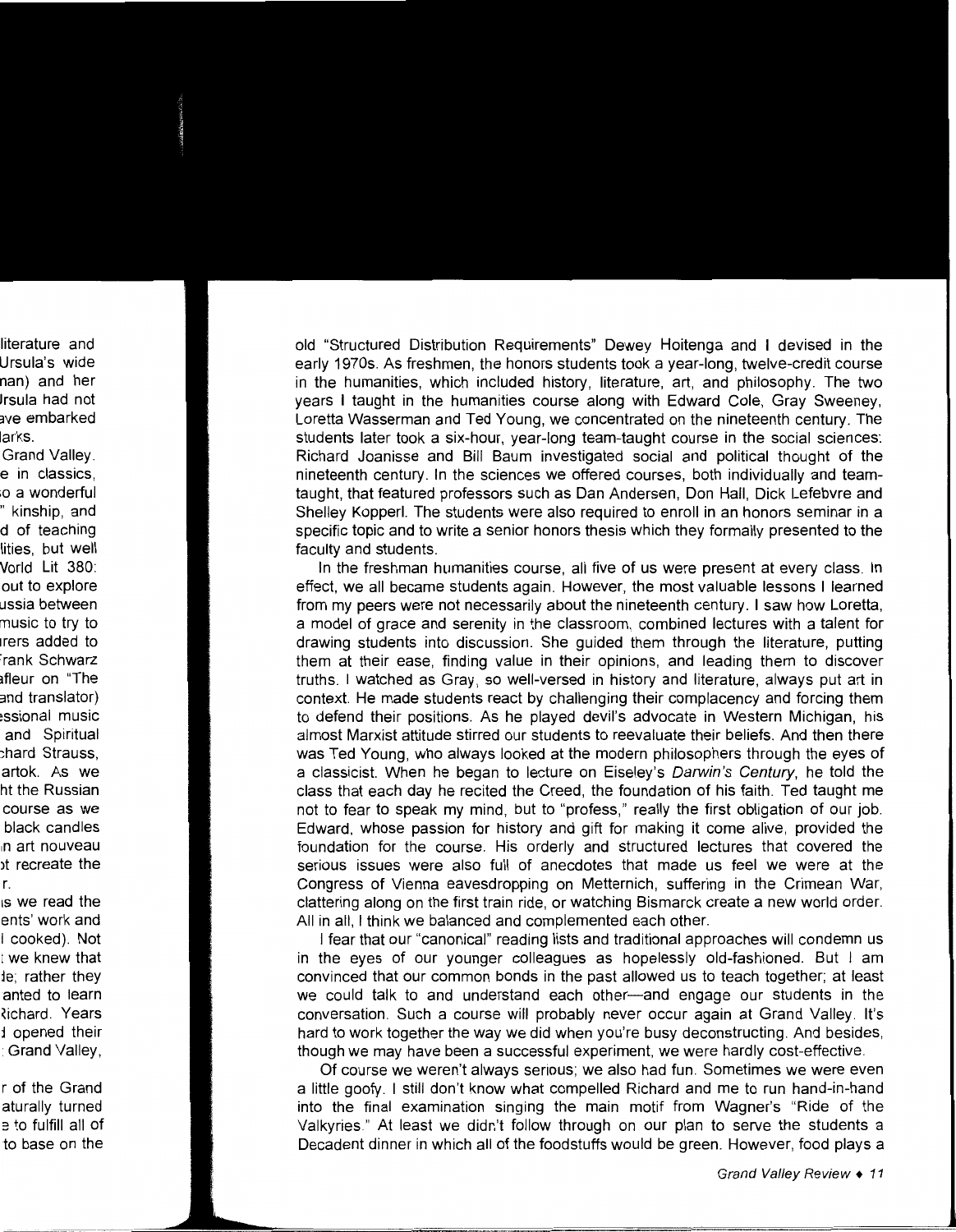old "Structured Distribution Requirements" Dewey Hoitenga and I devised in the early 1970s. As freshmen, the honors students took a year-long, twelve-credit course in the humanities, which included history, literature, art, and philosophy. The two years I taught in the humanities course along with Edward Cole, Gray Sweeney, Loretta Wasserman and Ted Young, we concentrated on the nineteenth century. The students later took a six-hour, year-long team-taught course in the social sciences: Richard Joanisse and Bill Baum investigated social and political thought of the nineteenth century. In the sciences we offered courses, both individually and team-taught, that featured professors such as Dan Andersen, Don Hall, Dick Lefebvre and Shelley Kopperl. The students were also required to enroll in an honors seminar in a specific topic and to write a senior honors thesis which they formally presented to the faculty and students.

In the freshman humanities course, all five of us were present at every class. In effect, we all became students again. However, the most valuable lessons I learned from my peers were not necessarily about the nineteenth century. I saw how Loretta, a model of grace and serenity in the classroom, combined lectures with a talent for drawing students into discussion. She guided them through the literature, putting them at their ease, finding value in their opinions, and leading them to discover truths. I watched as Gray, so well-versed in history and literature, always put art in context. He made students react by challenging their complacency and forcing them to defend their positions. As he played devil's advocate in Western Michigan, his almost Marxist attitude stirred our students to reevaluate their beliefs. And then there was Ted Young, who always looked at the modern philosophers through the eyes of a classicist. When he began to lecture on Eiseley's *Darwin's Century*, he told the class that each day he recited the Creed, the foundation of his faith. Ted taught me not to fear to speak my mind, but to "profess," really the first obligation of our job. Edward, whose passion for history and gift for making it come alive, provided the foundation for the course. His orderly and structured lectures that covered the serious issues were also full of anecdotes that made us feel we were at the Congress of Vienna eavesdropping on Metternich, suffering in the Crimean War, clattering along on the first train ride, or watching Bismarck create a new world order. All in all, I think we balanced and complemented each other.

I fear that our "canonical" reading lists and traditional approaches will condemn us in the eyes of our younger colleagues as hopelessly old-fashioned. But I am convinced that our common bonds in the past allowed us to teach together; at least we could talk to and understand each other—and engage our students in the conversation. Such a course will probably never occur again at Grand Valley. It's hard to work together the way we did when you're busy deconstructing. And besides, though we may have been a successful experiment, we were hardly cost-effective.

Of course we weren't always serious; we also had fun. Sometimes we were even a little goofy. I still don't know what compelled Richard and me to run hand-in-hand into the final examination singing the main motif from Wagner's "Ride of the Valkyries." At least we didn't follow through on our plan to serve the students a Decadent dinner in which all of the foodstuffs would be green. However, food plays a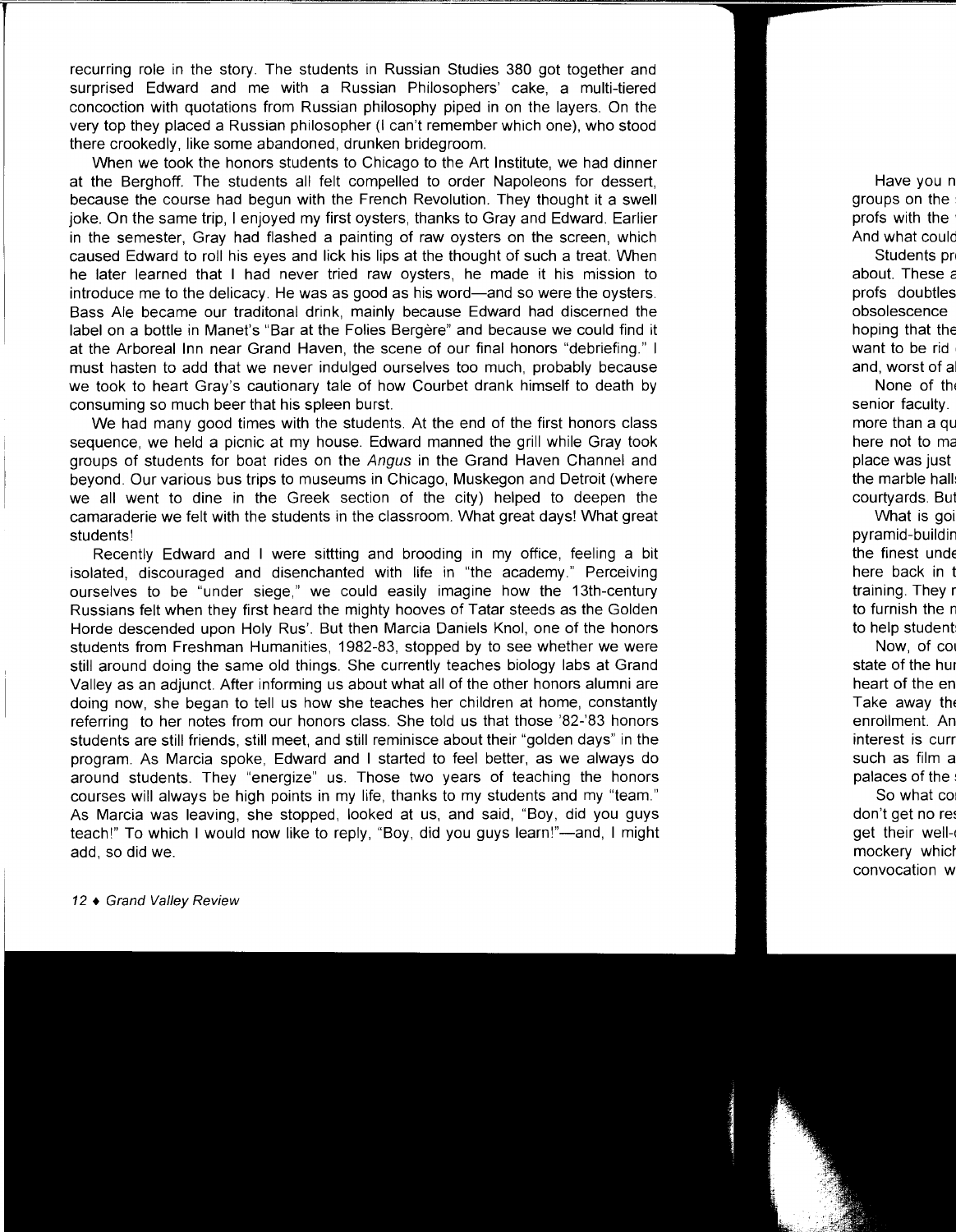recurring role in the story. The students in Russian Studies 380 got together and surprised Edward and me with a Russian Philosophers' cake, a multi-tiered concoction with quotations from Russian philosophy piped in on the layers. On the very top they placed a Russian philosopher (I can't remember which one), who stood there crookedly, like some abandoned, drunken bridegroom.

When we took the honors students to Chicago to the Art Institute, we had dinner at the Berghoff. The students all felt compelled to order Napoleons for dessert, because the course had begun with the French Revolution. They thought it a swell joke. On the same trip, I enjoyed my first oysters, thanks to Gray and Edward. Earlier in the semester, Gray had flashed a painting of raw oysters on the screen, which caused Edward to roll his eyes and lick his lips at the thought of such a treat. When he later learned that I had never tried raw oysters, he made it his mission to introduce me to the delicacy. He was as good as his word—and so were the oysters. Bass Ale became our traditonal drink, mainly because Edward had discerned the label on a bottle in Manet's "Bar at the Folies Bergère" and because we could find it at the Arboreal Inn near Grand Haven, the scene of our final honors "debriefing." I must hasten to add that we never indulged ourselves too much, probably because we took to heart Gray's cautionary tale of how Courbet drank himself to death by consuming so much beer that his spleen burst.

We had many good times with the students. At the end of the first honors class sequence, we held a picnic at my house. Edward manned the grill while Gray took groups of students for boat rides on the *Angus* in the Grand Haven Channel and beyond. Our various bus trips to museums in Chicago, Muskegon and Detroit (where we all went to dine in the Greek section of the city) helped to deepen the camaraderie we felt with the students in the classroom. What great days! What great students!

Recently Edward and I were sittting and brooding in my office, feeling a bit isolated, discouraged and disenchanted with life in "the academy." Perceiving ourselves to be "under siege," we could easily imagine how the 13th-century Russians felt when they first heard the mighty hooves of Tatar steeds as the Golden Horde descended upon Holy Rus'. But then Marcia Daniels Knol, one of the honors students from Freshman Humanities, 1982-83, stopped by to see whether we were still around doing the same old things. She currently teaches biology labs at Grand Valley as an adjunct. After informing us about what all of the other honors alumni are doing now, she began to tell us how she teaches her children at home, constantly referring to her notes from our honors class. She told us that those '82-'83 honors students are still friends, still meet, and still reminisce about their "golden days" in the program. As Marcia spoke, Edward and I started to feel better, as we always do around students. They "energize" us. Those two years of teaching the honors courses will always be high points in my life, thanks to my students and my "team." As Marcia was leaving, she stopped, looked at us, and said, "Boy, did you guys teach!" To which I would now like to reply, "Boy, did you guys learn!"—and, I might add, so did we.